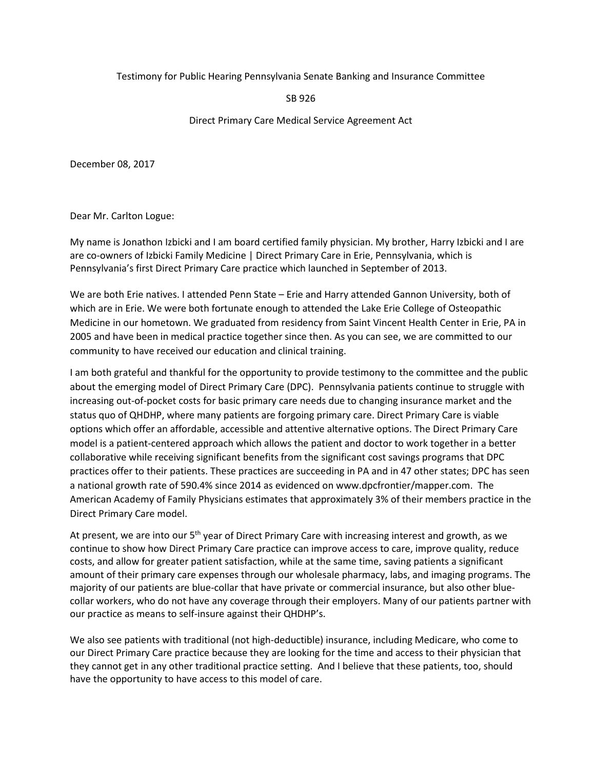Testimony for Public Hearing Pennsylvania Senate Banking and Insurance Committee

SB 926

Direct Primary Care Medical Service Agreement Act

December 08, 2017

Dear Mr. Carlton Logue:

My name is Jonathon Izbicki and I am board certified family physician. My brother, Harry Izbicki and I are are co-owners of Izbicki Family Medicine | Direct Primary Care in Erie, Pennsylvania, which is Pennsylvania's first Direct Primary Care practice which launched in September of 2013.

We are both Erie natives. I attended Penn State – Erie and Harry attended Gannon University, both of which are in Erie. We were both fortunate enough to attended the Lake Erie College of Osteopathic Medicine in our hometown. We graduated from residency from Saint Vincent Health Center in Erie, PA in 2005 and have been in medical practice together since then. As you can see, we are committed to our community to have received our education and clinical training.

I am both grateful and thankful for the opportunity to provide testimony to the committee and the public about the emerging model of Direct Primary Care (DPC). Pennsylvania patients continue to struggle with increasing out-of-pocket costs for basic primary care needs due to changing insurance market and the status quo of QHDHP, where many patients are forgoing primary care. Direct Primary Care is viable options which offer an affordable, accessible and attentive alternative options. The Direct Primary Care model is a patient-centered approach which allows the patient and doctor to work together in a better collaborative while receiving significant benefits from the significant cost savings programs that DPC practices offer to their patients. These practices are succeeding in PA and in 47 other states; DPC has seen a national growth rate of 590.4% since 2014 as evidenced on www.dpcfrontier/mapper.com. The American Academy of Family Physicians estimates that approximately 3% of their members practice in the Direct Primary Care model.

At present, we are into our 5th year of Direct Primary Care with increasing interest and growth, as we continue to show how Direct Primary Care practice can improve access to care, improve quality, reduce costs, and allow for greater patient satisfaction, while at the same time, saving patients a significant amount of their primary care expenses through our wholesale pharmacy, labs, and imaging programs. The majority of our patients are blue-collar that have private or commercial insurance, but also other blue-collar workers, who do not have any coverage through their employers. Many of our patients partner with our practice as means to self-insure against their QHDHP's.

We also see patients with traditional (not high-deductible) insurance, including Medicare, who come to our Direct Primary Care practice because they are looking for the time and access to their physician that they cannot get in any other traditional practice setting. And I believe that these patients, too, should have the opportunity to have access to this model of care.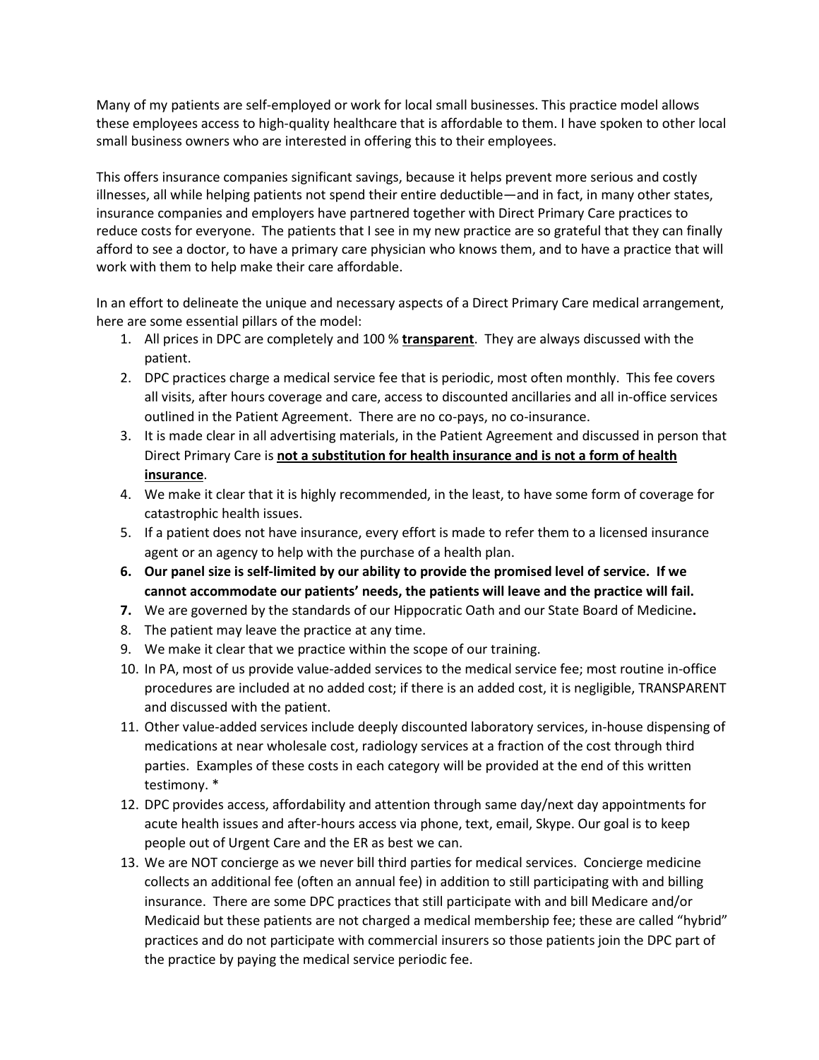Many of my patients are self-employed or work for local small businesses. This practice model allows these employees access to high-quality healthcare that is affordable to them. I have spoken to other local small business owners who are interested in offering this to their employees.

This offers insurance companies significant savings, because it helps prevent more serious and costly illnesses, all while helping patients not spend their entire deductible—and in fact, in many other states, insurance companies and employers have partnered together with Direct Primary Care practices to reduce costs for everyone. The patients that I see in my new practice are so grateful that they can finally afford to see a doctor, to have a primary care physician who knows them, and to have a practice that will work with them to help make their care affordable.

In an effort to delineate the unique and necessary aspects of a Direct Primary Care medical arrangement, here are some essential pillars of the model:

1. All prices in DPC are completely and 100 % **transparent**. They are always discussed with the patient.
2. DPC practices charge a medical service fee that is periodic, most often monthly. This fee covers all visits, after hours coverage and care, access to discounted ancillaries and all in-office services outlined in the Patient Agreement. There are no co-pays, no co-insurance.
3. It is made clear in all advertising materials, in the Patient Agreement and discussed in person that Direct Primary Care is **not a substitution for health insurance and is not a form of health insurance**.
4. We make it clear that it is highly recommended, in the least, to have some form of coverage for catastrophic health issues.
5. If a patient does not have insurance, every effort is made to refer them to a licensed insurance agent or an agency to help with the purchase of a health plan.
6. **Our panel size is self-limited by our ability to provide the promised level of service. If we cannot accommodate our patients' needs, the patients will leave and the practice will fail.**
7. We are governed by the standards of our Hippocratic Oath and our State Board of Medicine**.**
8. The patient may leave the practice at any time.
9. We make it clear that we practice within the scope of our training.
10. In PA, most of us provide value-added services to the medical service fee; most routine in-office procedures are included at no added cost; if there is an added cost, it is negligible, TRANSPARENT and discussed with the patient.
11. Other value-added services include deeply discounted laboratory services, in-house dispensing of medications at near wholesale cost, radiology services at a fraction of the cost through third parties. Examples of these costs in each category will be provided at the end of this written testimony. *
12. DPC provides access, affordability and attention through same day/next day appointments for acute health issues and after-hours access via phone, text, email, Skype. Our goal is to keep people out of Urgent Care and the ER as best we can.
13. We are NOT concierge as we never bill third parties for medical services. Concierge medicine collects an additional fee (often an annual fee) in addition to still participating with and billing insurance. There are some DPC practices that still participate with and bill Medicare and/or Medicaid but these patients are not charged a medical membership fee; these are called "hybrid" practices and do not participate with commercial insurers so those patients join the DPC part of the practice by paying the medical service periodic fee.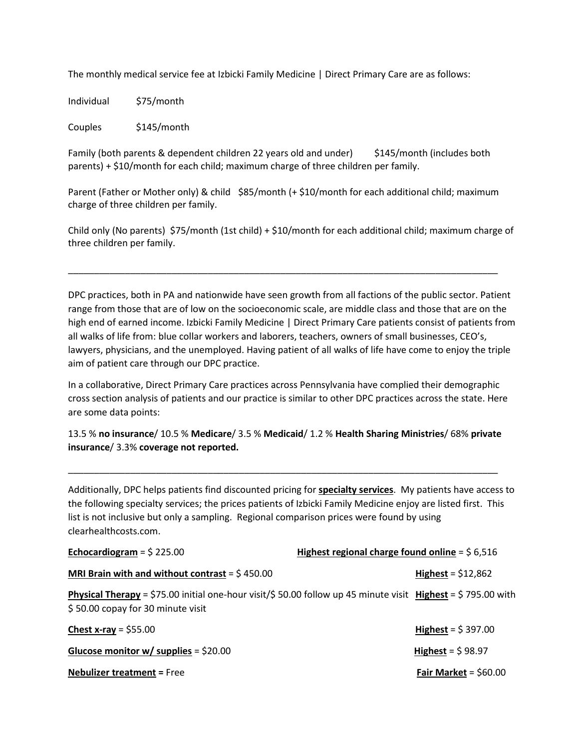The monthly medical service fee at Izbicki Family Medicine | Direct Primary Care are as follows:

Individual $75/month

Couples $145/month

Family (both parents & dependent children 22 years old and under) $145/month (includes both parents) + $10/month for each child; maximum charge of three children per family.

Parent (Father or Mother only) & child $85/month (+ $10/month for each additional child; maximum charge of three children per family.

Child only (No parents) $75/month (1st child) + $10/month for each additional child; maximum charge of three children per family.

---

DPC practices, both in PA and nationwide have seen growth from all factions of the public sector. Patient range from those that are of low on the socioeconomic scale, are middle class and those that are on the high end of earned income. Izbicki Family Medicine | Direct Primary Care patients consist of patients from all walks of life from: blue collar workers and laborers, teachers, owners of small businesses, CEO's, lawyers, physicians, and the unemployed. Having patient of all walks of life have come to enjoy the triple aim of patient care through our DPC practice.

In a collaborative, Direct Primary Care practices across Pennsylvania have complied their demographic cross section analysis of patients and our practice is similar to other DPC practices across the state. Here are some data points:

13.5 % **no insurance**/ 10.5 % **Medicare**/ 3.5 % **Medicaid**/ 1.2 % **Health Sharing Ministries**/ 68% **private insurance**/ 3.3% **coverage not reported.**

---

Additionally, DPC helps patients find discounted pricing for **specialty services**. My patients have access to the following specialty services; the prices patients of Izbicki Family Medicine enjoy are listed first. This list is not inclusive but only a sampling. Regional comparison prices were found by using clearhealthcosts.com.

**Echocardiogram** = $ 225.00 — **Highest regional charge found online** = $ 6,516

**MRI Brain with and without contrast** = $ 450.00 — **Highest** = $12,862

**Physical Therapy** = $75.00 initial one-hour visit/$ 50.00 follow up 45 minute visit — **Highest** = $ 795.00 with $ 50.00 copay for 30 minute visit

**Chest x-ray** = $55.00 — **Highest** = $ 397.00

**Glucose monitor w/ supplies** = $20.00 — **Highest** = $ 98.97

**Nebulizer treatment =** Free — **Fair Market** = $60.00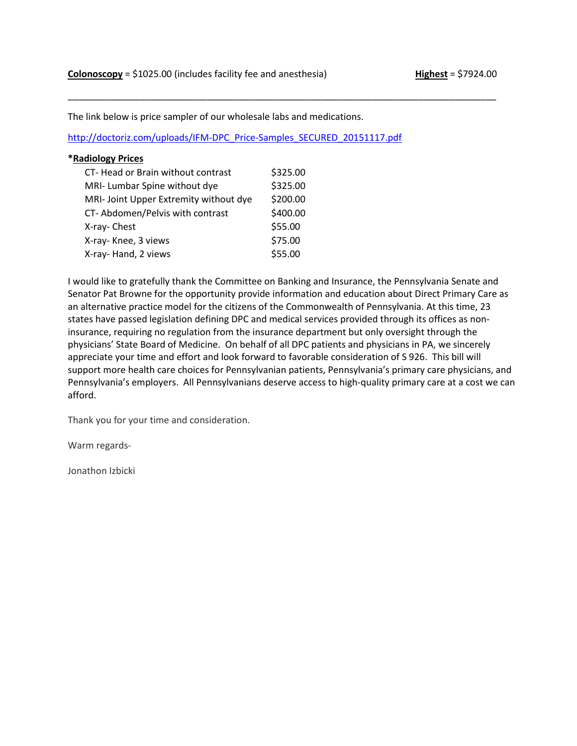**Colonoscopy** = $1025.00 (includes facility fee and anesthesia) **Highest** = $7924.00

---

The link below is price sampler of our wholesale labs and medications.

http://doctoriz.com/uploads/IFM-DPC_Price-Samples_SECURED_20151117.pdf

***Radiology Prices**

| | |
|---|---|
| CT- Head or Brain without contrast | $325.00 |
| MRI- Lumbar Spine without dye | $325.00 |
| MRI- Joint Upper Extremity without dye | $200.00 |
| CT- Abdomen/Pelvis with contrast | $400.00 |
| X-ray- Chest | $55.00 |
| X-ray- Knee, 3 views | $75.00 |
| X-ray- Hand, 2 views | $55.00 |

I would like to gratefully thank the Committee on Banking and Insurance, the Pennsylvania Senate and Senator Pat Browne for the opportunity provide information and education about Direct Primary Care as an alternative practice model for the citizens of the Commonwealth of Pennsylvania. At this time, 23 states have passed legislation defining DPC and medical services provided through its offices as non-insurance, requiring no regulation from the insurance department but only oversight through the physicians' State Board of Medicine. On behalf of all DPC patients and physicians in PA, we sincerely appreciate your time and effort and look forward to favorable consideration of S 926. This bill will support more health care choices for Pennsylvanian patients, Pennsylvania's primary care physicians, and Pennsylvania's employers. All Pennsylvanians deserve access to high-quality primary care at a cost we can afford.

Thank you for your time and consideration.

Warm regards-

Jonathon Izbicki